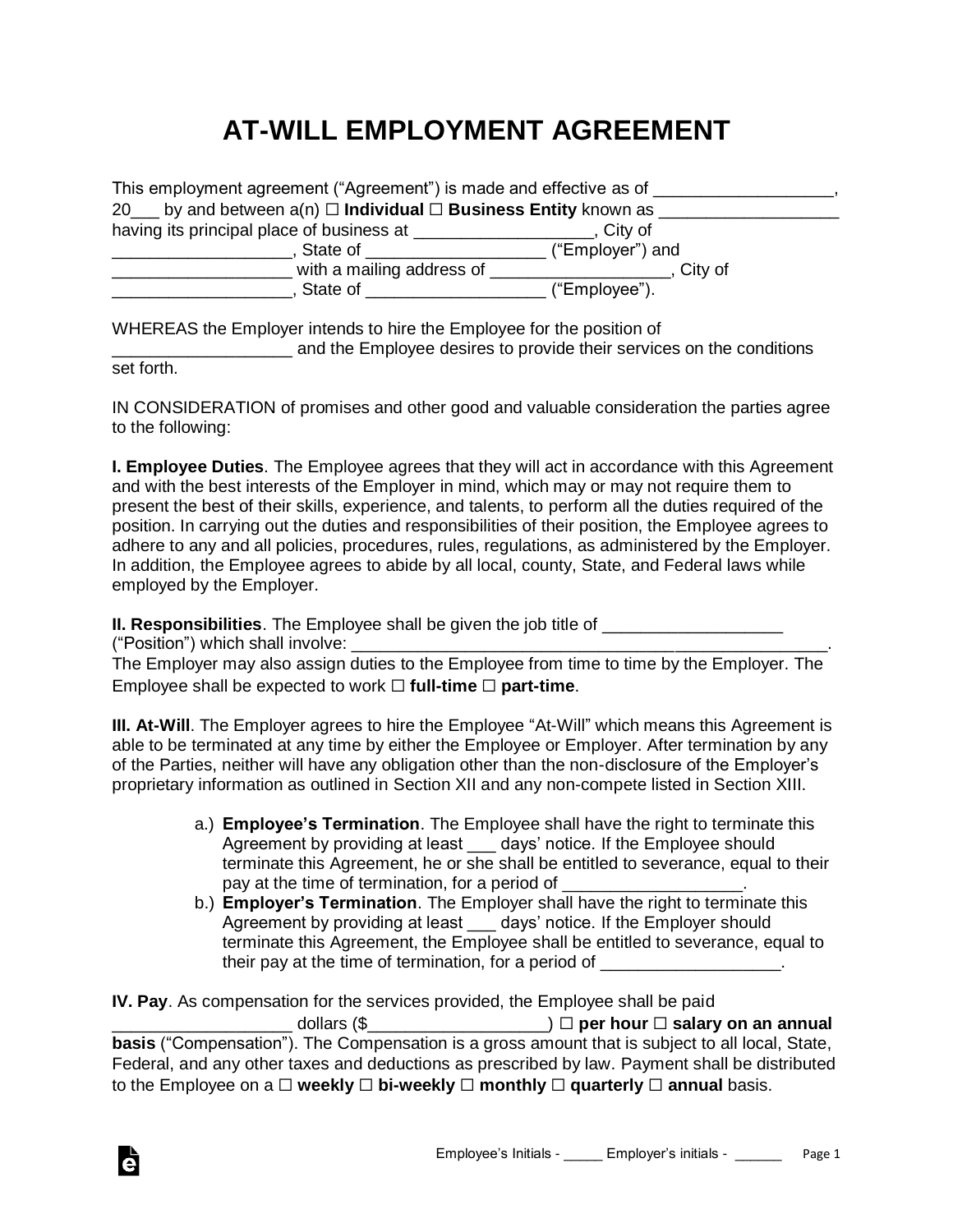# AT-WILL EMPLOYMENT AGREEMENT

This employment agreement ("Agreement") is made and effective as of ___________________, 20___ by and between a(n) ☐ **Individual** ☐ **Business Entity** known as ___________________ having its principal place of business at ___________________, City of ___________________, State of ___________________ ("Employer") and ___________________ with a mailing address of ___________________, City of ___________________, State of ___________________ ("Employee").

WHEREAS the Employer intends to hire the Employee for the position of ___________________ and the Employee desires to provide their services on the conditions set forth.

IN CONSIDERATION of promises and other good and valuable consideration the parties agree to the following:

**I. Employee Duties**. The Employee agrees that they will act in accordance with this Agreement and with the best interests of the Employer in mind, which may or may not require them to present the best of their skills, experience, and talents, to perform all the duties required of the position. In carrying out the duties and responsibilities of their position, the Employee agrees to adhere to any and all policies, procedures, rules, regulations, as administered by the Employer. In addition, the Employee agrees to abide by all local, county, State, and Federal laws while employed by the Employer.

**II. Responsibilities**. The Employee shall be given the job title of ___________________ ("Position") which shall involve: ___________________________________________________. The Employer may also assign duties to the Employee from time to time by the Employer. The Employee shall be expected to work ☐ **full-time** ☐ **part-time**.

**III. At-Will**. The Employer agrees to hire the Employee "At-Will" which means this Agreement is able to be terminated at any time by either the Employee or Employer. After termination by any of the Parties, neither will have any obligation other than the non-disclosure of the Employer's proprietary information as outlined in Section XII and any non-compete listed in Section XIII.

a.) **Employee's Termination**. The Employee shall have the right to terminate this Agreement by providing at least ___ days' notice. If the Employee should terminate this Agreement, he or she shall be entitled to severance, equal to their pay at the time of termination, for a period of ___________________.

b.) **Employer's Termination**. The Employer shall have the right to terminate this Agreement by providing at least ___ days' notice. If the Employer should terminate this Agreement, the Employee shall be entitled to severance, equal to their pay at the time of termination, for a period of ___________________.

**IV. Pay**. As compensation for the services provided, the Employee shall be paid ___________________ dollars ($___________________) ☐ **per hour** ☐ **salary on an annual basis** ("Compensation"). The Compensation is a gross amount that is subject to all local, State, Federal, and any other taxes and deductions as prescribed by law. Payment shall be distributed to the Employee on a ☐ **weekly** ☐ **bi-weekly** ☐ **monthly** ☐ **quarterly** ☐ **annual** basis.

Employee's Initials - _____ Employer's initials - ______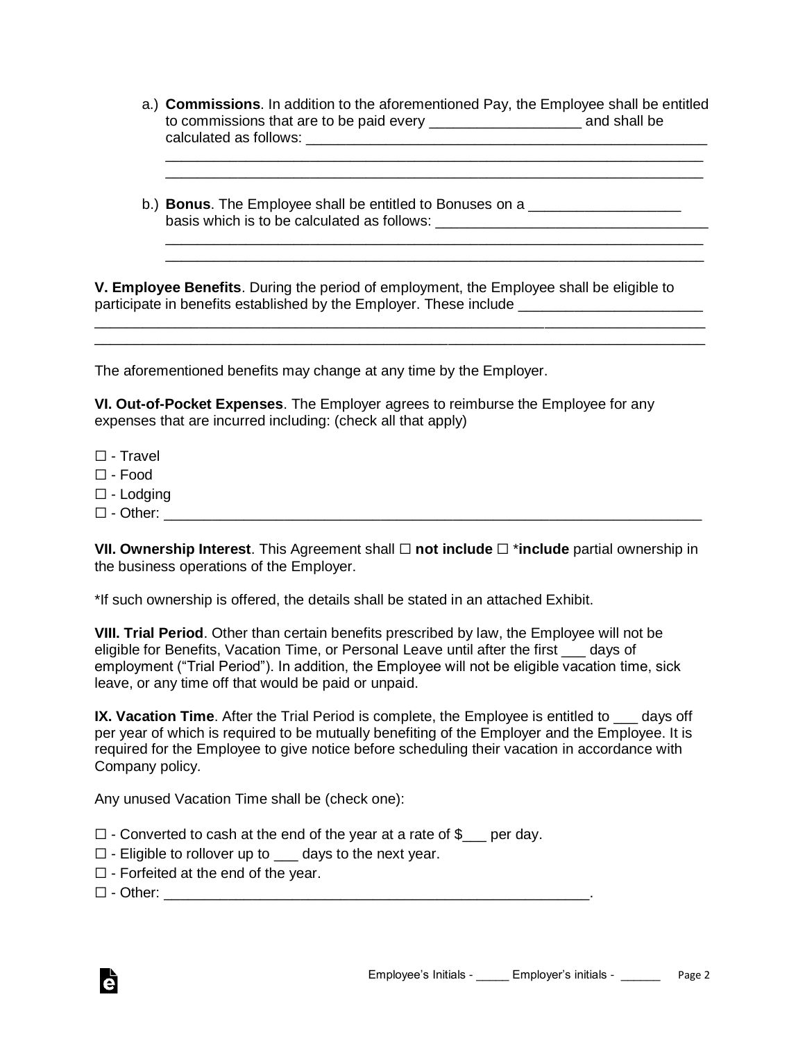a.) **Commissions**. In addition to the aforementioned Pay, the Employee shall be entitled to commissions that are to be paid every ___________________ and shall be calculated as follows: ___________________________________________________
_________________________________________________________________
_________________________________________________________________

b.) **Bonus**. The Employee shall be entitled to Bonuses on a ___________________ basis which is to be calculated as follows: ___________________________________
_________________________________________________________________
_________________________________________________________________

**V. Employee Benefits**. During the period of employment, the Employee shall be eligible to participate in benefits established by the Employer. These include _______________________
____________________________________________________________________________
____________________________________________________________________________

The aforementioned benefits may change at any time by the Employer.

**VI. Out-of-Pocket Expenses**. The Employer agrees to reimburse the Employee for any expenses that are incurred including: (check all that apply)

☐ - Travel
☐ - Food
☐ - Lodging
☐ - Other: ____________________________________________________________________

**VII. Ownership Interest**. This Agreement shall ☐ **not include** ☐ ***include** partial ownership in the business operations of the Employer.

*If such ownership is offered, the details shall be stated in an attached Exhibit.

**VIII. Trial Period**. Other than certain benefits prescribed by law, the Employee will not be eligible for Benefits, Vacation Time, or Personal Leave until after the first ___ days of employment ("Trial Period"). In addition, the Employee will not be eligible vacation time, sick leave, or any time off that would be paid or unpaid.

**IX. Vacation Time**. After the Trial Period is complete, the Employee is entitled to ___ days off per year of which is required to be mutually benefiting of the Employer and the Employee. It is required for the Employee to give notice before scheduling their vacation in accordance with Company policy.

Any unused Vacation Time shall be (check one):

☐ - Converted to cash at the end of the year at a rate of $___ per day.
☐ - Eligible to rollover up to ___ days to the next year.
☐ - Forfeited at the end of the year.
☐ - Other: ________________________________________________________.

Employee's Initials - _____ Employer's initials - ______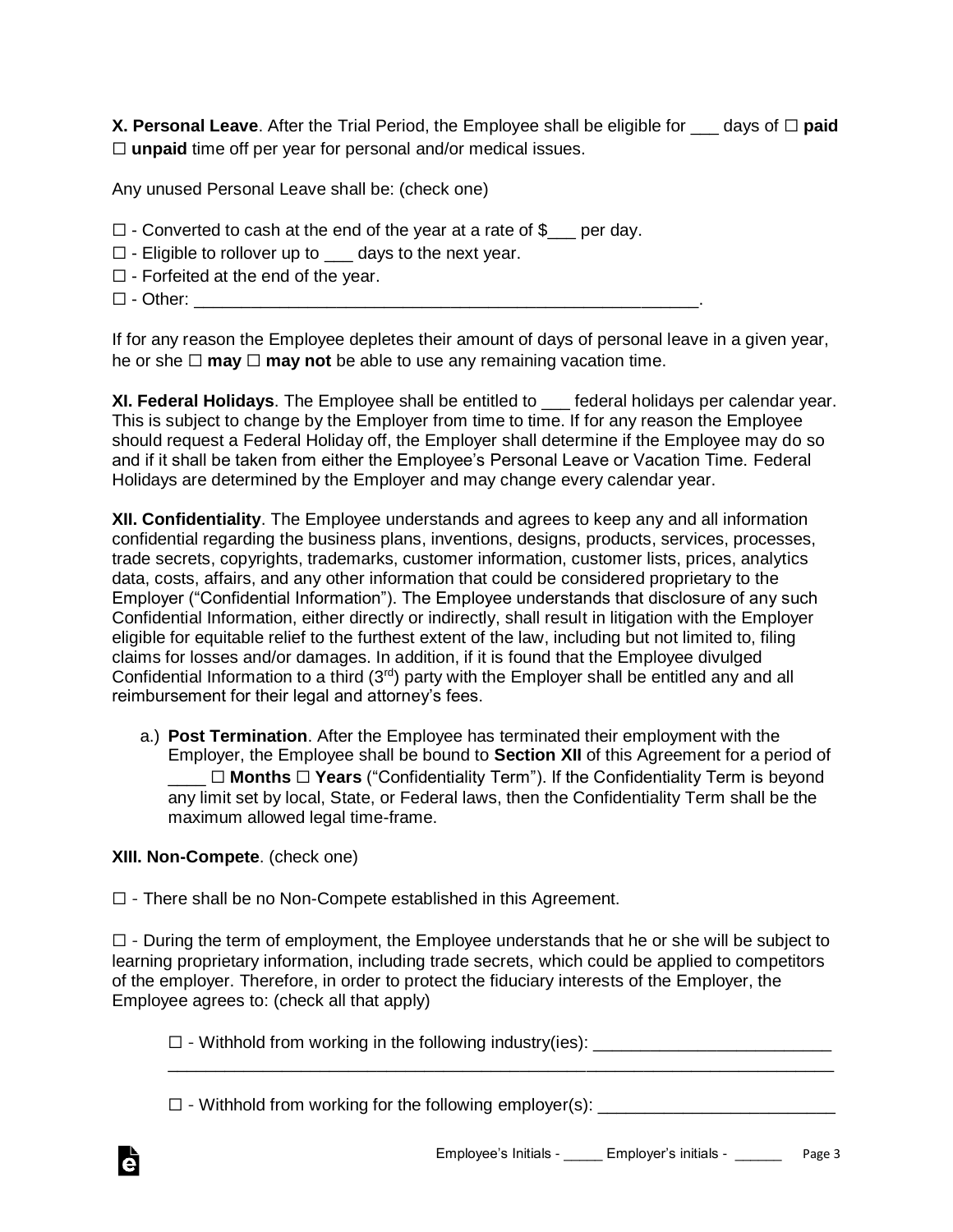**X. Personal Leave**. After the Trial Period, the Employee shall be eligible for ___ days of ☐ **paid** ☐ **unpaid** time off per year for personal and/or medical issues.

Any unused Personal Leave shall be: (check one)

☐ - Converted to cash at the end of the year at a rate of $___ per day.
☐ - Eligible to rollover up to ___ days to the next year.
☐ - Forfeited at the end of the year.
☐ - Other: ______________________________________________________.

If for any reason the Employee depletes their amount of days of personal leave in a given year, he or she ☐ **may** ☐ **may not** be able to use any remaining vacation time.

**XI. Federal Holidays**. The Employee shall be entitled to ___ federal holidays per calendar year. This is subject to change by the Employer from time to time. If for any reason the Employee should request a Federal Holiday off, the Employer shall determine if the Employee may do so and if it shall be taken from either the Employee's Personal Leave or Vacation Time. Federal Holidays are determined by the Employer and may change every calendar year.

**XII. Confidentiality**. The Employee understands and agrees to keep any and all information confidential regarding the business plans, inventions, designs, products, services, processes, trade secrets, copyrights, trademarks, customer information, customer lists, prices, analytics data, costs, affairs, and any other information that could be considered proprietary to the Employer ("Confidential Information"). The Employee understands that disclosure of any such Confidential Information, either directly or indirectly, shall result in litigation with the Employer eligible for equitable relief to the furthest extent of the law, including but not limited to, filing claims for losses and/or damages. In addition, if it is found that the Employee divulged Confidential Information to a third (3rd) party with the Employer shall be entitled any and all reimbursement for their legal and attorney's fees.

a.) **Post Termination**. After the Employee has terminated their employment with the Employer, the Employee shall be bound to **Section XII** of this Agreement for a period of ____ ☐ **Months** ☐ **Years** ("Confidentiality Term"). If the Confidentiality Term is beyond any limit set by local, State, or Federal laws, then the Confidentiality Term shall be the maximum allowed legal time-frame.

**XIII. Non-Compete**. (check one)

☐ - There shall be no Non-Compete established in this Agreement.

☐ - During the term of employment, the Employee understands that he or she will be subject to learning proprietary information, including trade secrets, which could be applied to competitors of the employer. Therefore, in order to protect the fiduciary interests of the Employer, the Employee agrees to: (check all that apply)

☐ - Withhold from working in the following industry(ies): _________________________
_______________________________________________________________________

☐ - Withhold from working for the following employer(s): _________________________

Employee's Initials - _____ Employer's initials - ______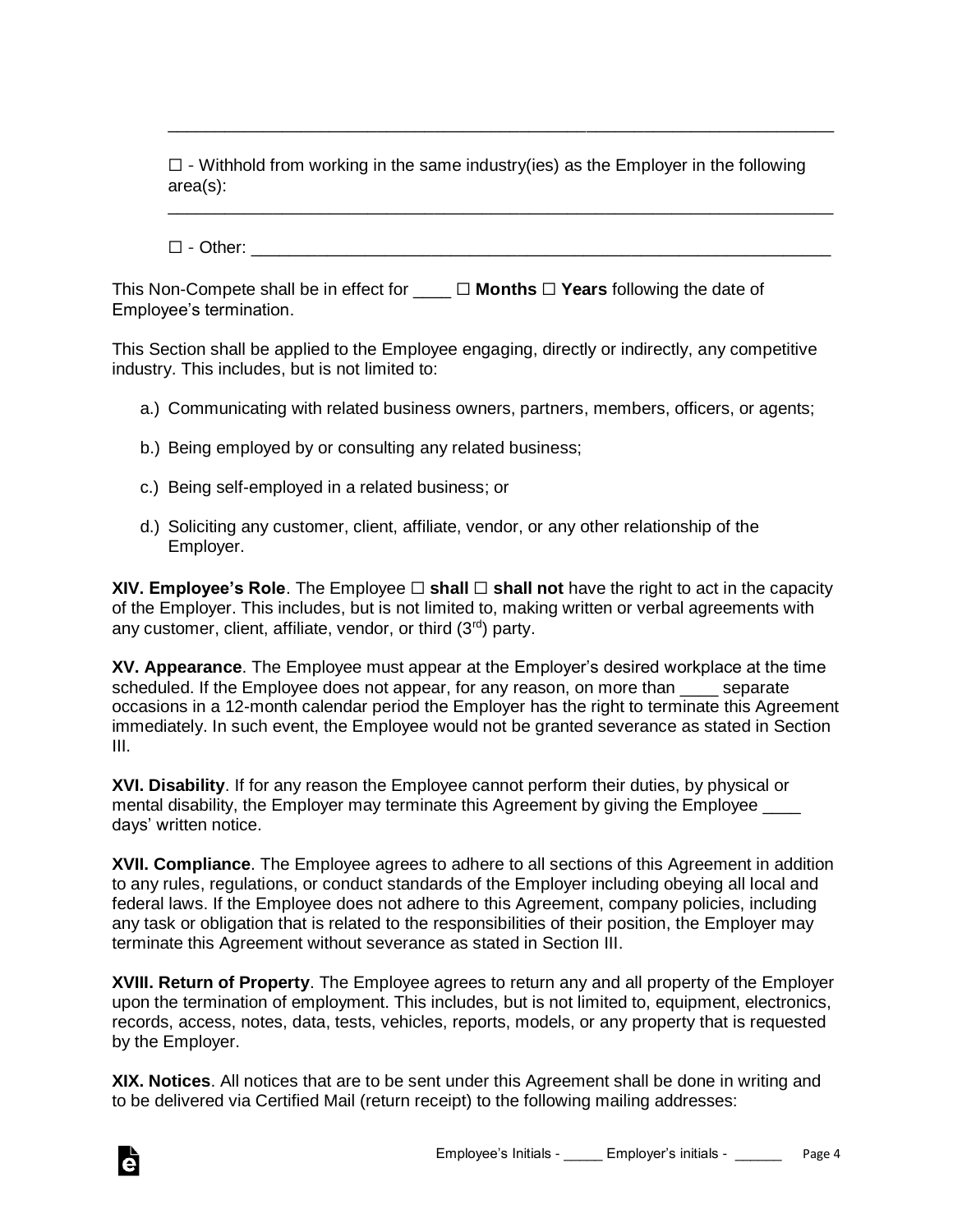\_\_\_\_\_\_\_\_\_\_\_\_\_\_\_\_\_\_\_\_\_\_\_\_\_\_\_\_\_\_\_\_\_\_\_\_\_\_\_\_\_\_\_\_\_\_\_\_\_\_\_\_\_\_\_\_\_\_\_\_\_\_\_\_\_\_\_\_

☐ - Withhold from working in the same industry(ies) as the Employer in the following area(s):

\_\_\_\_\_\_\_\_\_\_\_\_\_\_\_\_\_\_\_\_\_\_\_\_\_\_\_\_\_\_\_\_\_\_\_\_\_\_\_\_\_\_\_\_\_\_\_\_\_\_\_\_\_\_\_\_\_\_\_\_\_\_\_\_\_\_\_\_

☐ - Other: \_\_\_\_\_\_\_\_\_\_\_\_\_\_\_\_\_\_\_\_\_\_\_\_\_\_\_\_\_\_\_\_\_\_\_\_\_\_\_\_\_\_\_\_\_\_\_\_\_\_\_\_\_\_\_\_\_\_\_\_

This Non-Compete shall be in effect for \_\_\_\_ ☐ **Months** ☐ **Years** following the date of Employee's termination.

This Section shall be applied to the Employee engaging, directly or indirectly, any competitive industry. This includes, but is not limited to:

a.) Communicating with related business owners, partners, members, officers, or agents;

b.) Being employed by or consulting any related business;

c.) Being self-employed in a related business; or

d.) Soliciting any customer, client, affiliate, vendor, or any other relationship of the Employer.

**XIV. Employee's Role**. The Employee ☐ **shall** ☐ **shall not** have the right to act in the capacity of the Employer. This includes, but is not limited to, making written or verbal agreements with any customer, client, affiliate, vendor, or third (3rd) party.

**XV. Appearance**. The Employee must appear at the Employer's desired workplace at the time scheduled. If the Employee does not appear, for any reason, on more than \_\_\_\_ separate occasions in a 12-month calendar period the Employer has the right to terminate this Agreement immediately. In such event, the Employee would not be granted severance as stated in Section III.

**XVI. Disability**. If for any reason the Employee cannot perform their duties, by physical or mental disability, the Employer may terminate this Agreement by giving the Employee \_\_\_\_ days' written notice.

**XVII. Compliance**. The Employee agrees to adhere to all sections of this Agreement in addition to any rules, regulations, or conduct standards of the Employer including obeying all local and federal laws. If the Employee does not adhere to this Agreement, company policies, including any task or obligation that is related to the responsibilities of their position, the Employer may terminate this Agreement without severance as stated in Section III.

**XVIII. Return of Property**. The Employee agrees to return any and all property of the Employer upon the termination of employment. This includes, but is not limited to, equipment, electronics, records, access, notes, data, tests, vehicles, reports, models, or any property that is requested by the Employer.

**XIX. Notices**. All notices that are to be sent under this Agreement shall be done in writing and to be delivered via Certified Mail (return receipt) to the following mailing addresses:

Employee's Initials - \_\_\_\_\_ Employer's initials - \_\_\_\_\_\_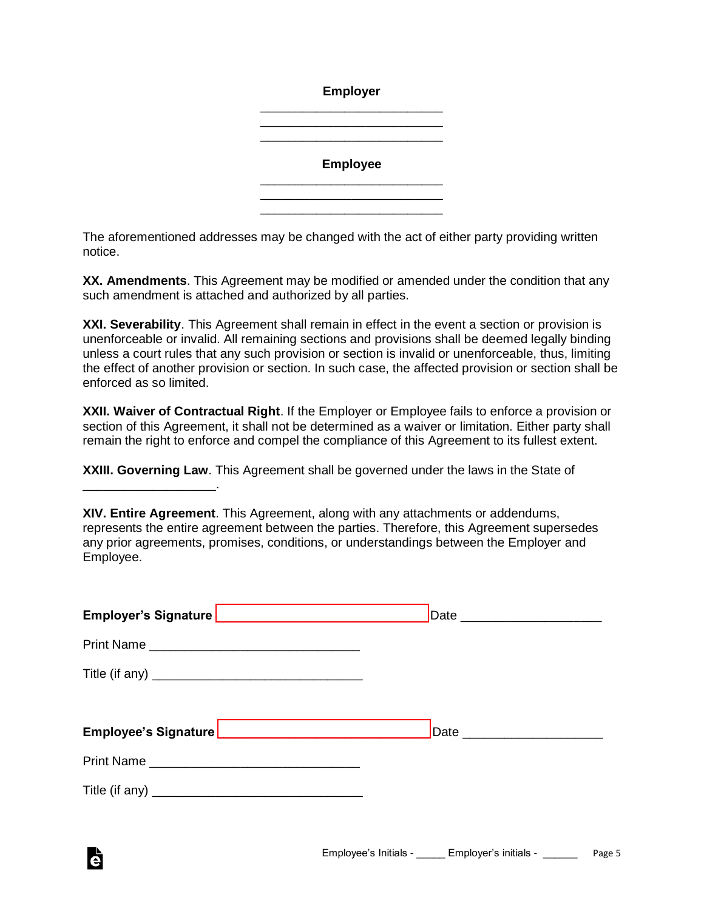**Employer**

_________________________
_________________________
_________________________

**Employee**

_________________________
_________________________
_________________________

The aforementioned addresses may be changed with the act of either party providing written notice.

**XX. Amendments**. This Agreement may be modified or amended under the condition that any such amendment is attached and authorized by all parties.

**XXI. Severability**. This Agreement shall remain in effect in the event a section or provision is unenforceable or invalid. All remaining sections and provisions shall be deemed legally binding unless a court rules that any such provision or section is invalid or unenforceable, thus, limiting the effect of another provision or section. In such case, the affected provision or section shall be enforced as so limited.

**XXII. Waiver of Contractual Right**. If the Employer or Employee fails to enforce a provision or section of this Agreement, it shall not be determined as a waiver or limitation. Either party shall remain the right to enforce and compel the compliance of this Agreement to its fullest extent.

**XXIII. Governing Law**. This Agreement shall be governed under the laws in the State of ___________________.

**XIV. Entire Agreement**. This Agreement, along with any attachments or addendums, represents the entire agreement between the parties. Therefore, this Agreement supersedes any prior agreements, promises, conditions, or understandings between the Employer and Employee.

**Employer's Signature** ______________________________ Date ___________________

Print Name ______________________________

Title (if any) ______________________________

**Employee's Signature** ______________________________ Date ___________________

Print Name ______________________________

Title (if any) ______________________________

Employee's Initials - _____ Employer's initials - ______